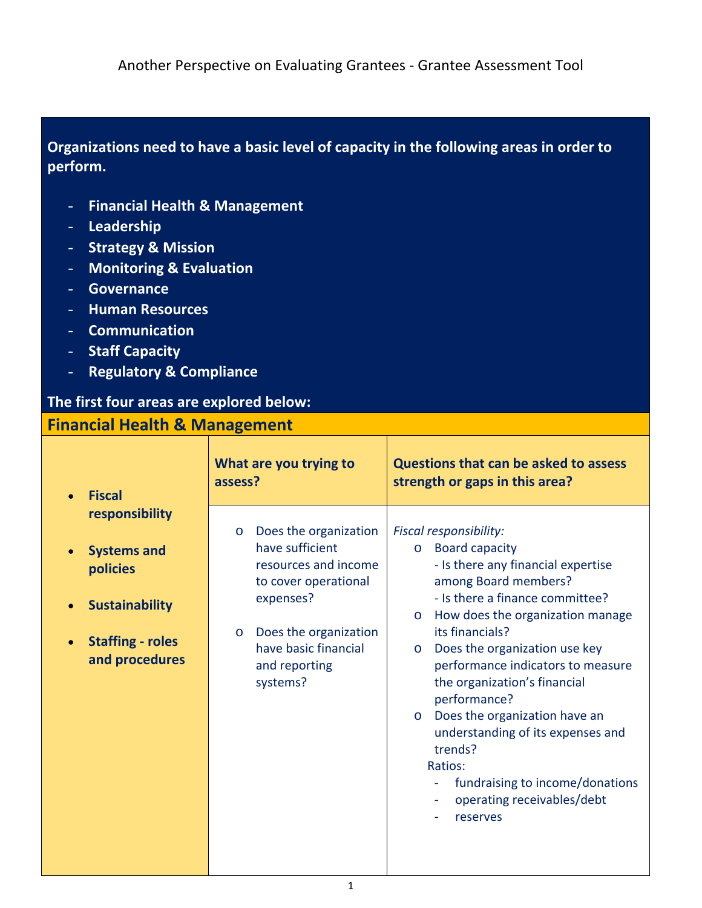# Another Perspective on Evaluating Grantees - Grantee Assessment Tool

**Organizations need to have a basic level of capacity in the following areas in order to perform.**

- **Financial Health & Management**
- **Leadership**
- **Strategy & Mission**
- **Monitoring & Evaluation**
- **Governance**
- **Human Resources**
- **Communication**
- **Staff Capacity**
- **Regulatory & Compliance**

**The first four areas are explored below:**

## Financial Health & Management

| | **What are you trying to assess?** | **Questions that can be asked to assess strength or gaps in this area?** |
|---|---|---|
| • **Fiscal responsibility**<br>• **Systems and policies**<br>• **Sustainability**<br>• **Staffing - roles and procedures** | o Does the organization have sufficient resources and income to cover operational expenses?<br>o Does the organization have basic financial and reporting systems? | *Fiscal responsibility:*<br>o Board capacity<br>- Is there any financial expertise among Board members?<br>- Is there a finance committee?<br>o How does the organization manage its financials?<br>o Does the organization use key performance indicators to measure the organization's financial performance?<br>o Does the organization have an understanding of its expenses and trends?<br>Ratios:<br>- fundraising to income/donations<br>- operating receivables/debt<br>- reserves |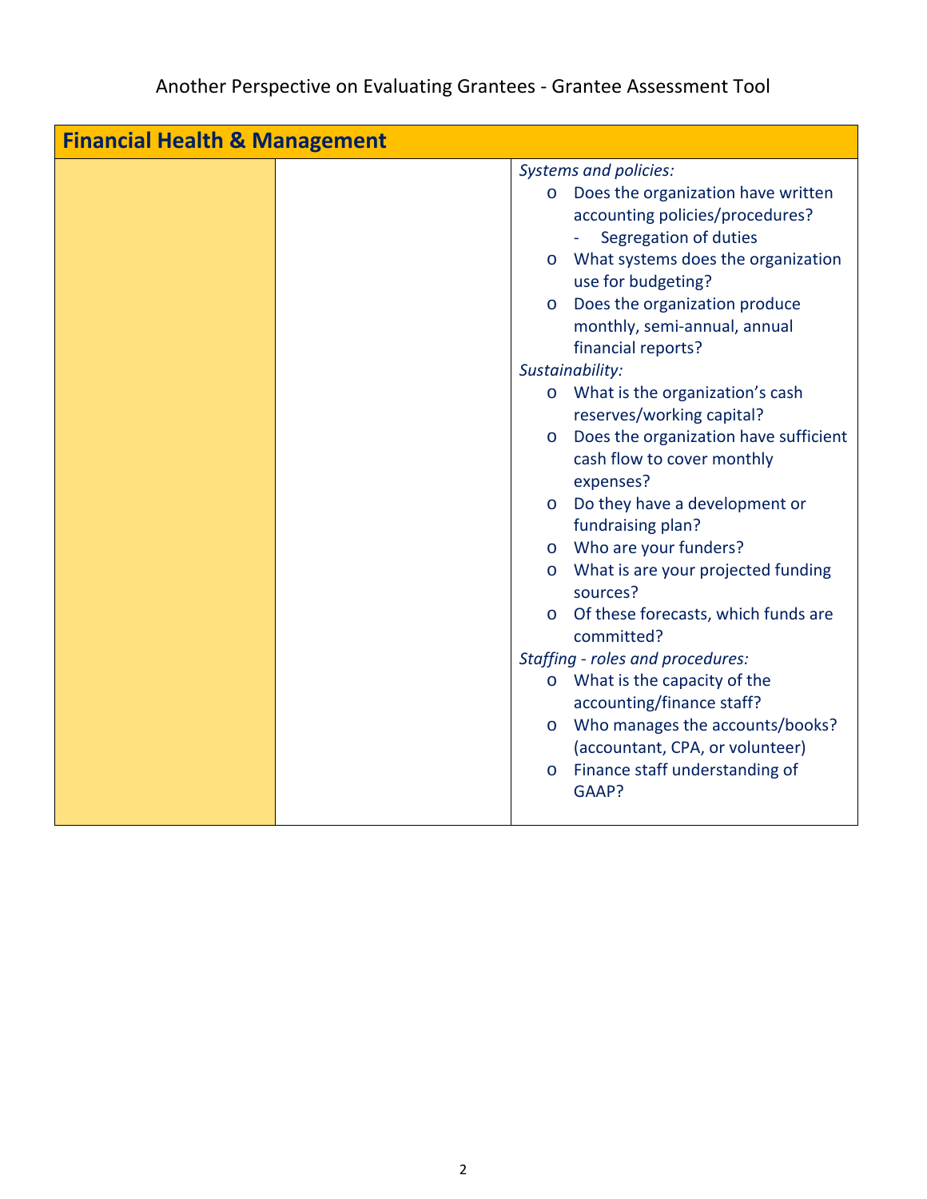Another Perspective on Evaluating Grantees - Grantee Assessment Tool

| Financial Health & Management | | |
|---|---|---|
| | | *Systems and policies:*<br>o Does the organization have written accounting policies/procedures?<br>- Segregation of duties<br>o What systems does the organization use for budgeting?<br>o Does the organization produce monthly, semi-annual, annual financial reports?<br>*Sustainability:*<br>o What is the organization's cash reserves/working capital?<br>o Does the organization have sufficient cash flow to cover monthly expenses?<br>o Do they have a development or fundraising plan?<br>o Who are your funders?<br>o What is are your projected funding sources?<br>o Of these forecasts, which funds are committed?<br>*Staffing - roles and procedures:*<br>o What is the capacity of the accounting/finance staff?<br>o Who manages the accounts/books? (accountant, CPA, or volunteer)<br>o Finance staff understanding of GAAP? |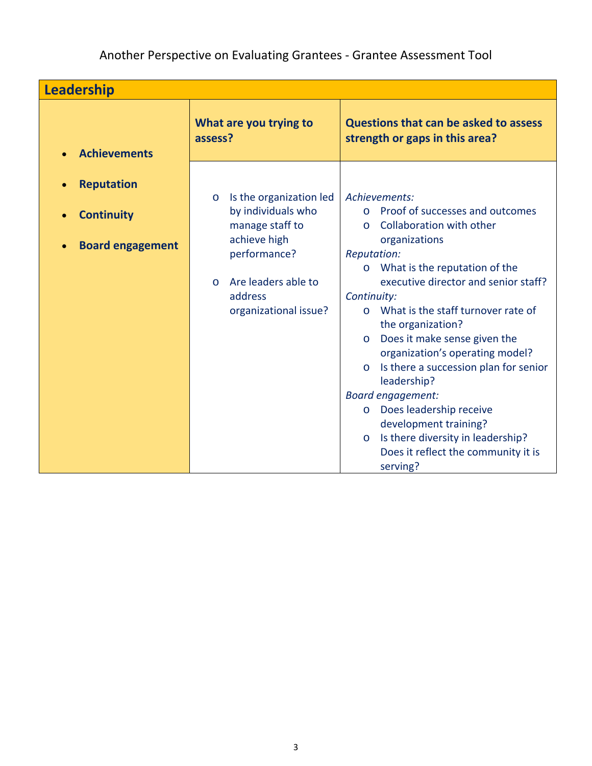Another Perspective on Evaluating Grantees - Grantee Assessment Tool

| Leadership | | |
|---|---|---|
| • **Achievements**<br>• **Reputation**<br>• **Continuity**<br>• **Board engagement** | **What are you trying to assess?** | **Questions that can be asked to assess strength or gaps in this area?** |
| | o Is the organization led by individuals who manage staff to achieve high performance?<br>o Are leaders able to address organizational issue? | *Achievements:*<br>o Proof of successes and outcomes<br>o Collaboration with other organizations<br>*Reputation:*<br>o What is the reputation of the executive director and senior staff?<br>*Continuity:*<br>o What is the staff turnover rate of the organization?<br>o Does it make sense given the organization's operating model?<br>o Is there a succession plan for senior leadership?<br>*Board engagement:*<br>o Does leadership receive development training?<br>o Is there diversity in leadership? Does it reflect the community it is serving? |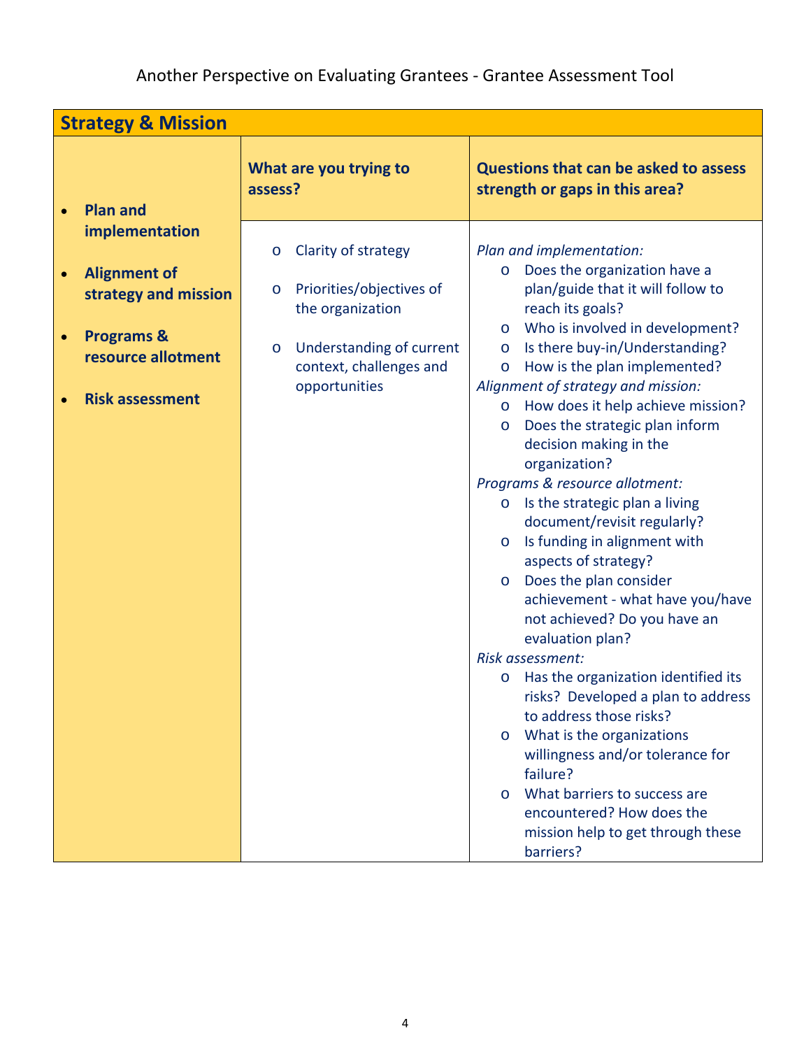Another Perspective on Evaluating Grantees - Grantee Assessment Tool

| Strategy & Mission | | |
|---|---|---|
| • **Plan and implementation**<br><br>• **Alignment of strategy and mission**<br><br>• **Programs & resource allotment**<br><br>• **Risk assessment** | **What are you trying to assess?**<br><br>o Clarity of strategy<br><br>o Priorities/objectives of the organization<br><br>o Understanding of current context, challenges and opportunities | **Questions that can be asked to assess strength or gaps in this area?**<br><br>*Plan and implementation:*<br>o Does the organization have a plan/guide that it will follow to reach its goals?<br>o Who is involved in development?<br>o Is there buy-in/Understanding?<br>o How is the plan implemented?<br>*Alignment of strategy and mission:*<br>o How does it help achieve mission?<br>o Does the strategic plan inform decision making in the organization?<br>*Programs & resource allotment:*<br>o Is the strategic plan a living document/revisit regularly?<br>o Is funding in alignment with aspects of strategy?<br>o Does the plan consider achievement - what have you/have not achieved? Do you have an evaluation plan?<br>*Risk assessment:*<br>o Has the organization identified its risks? Developed a plan to address to address those risks?<br>o What is the organizations willingness and/or tolerance for failure?<br>o What barriers to success are encountered? How does the mission help to get through these barriers? |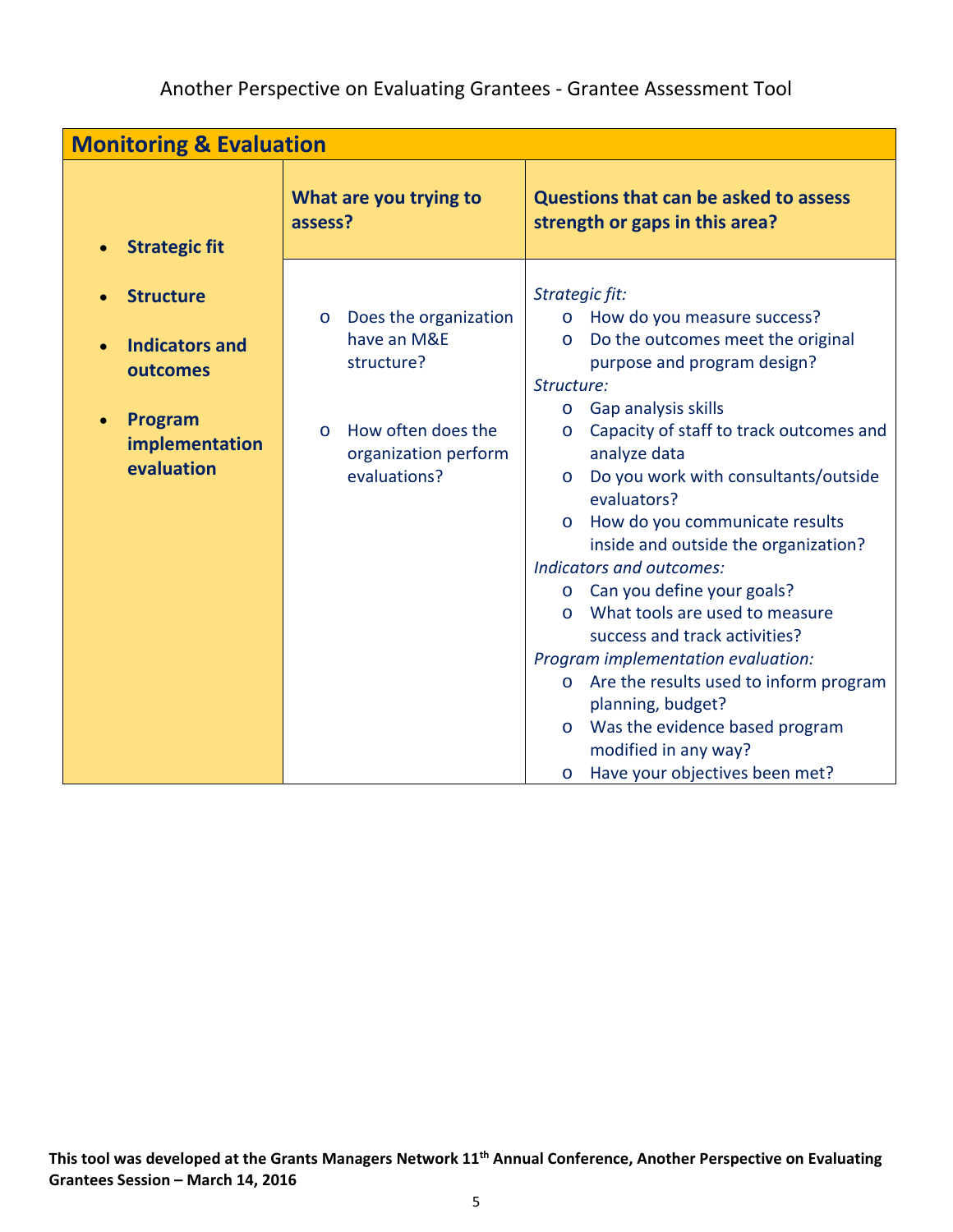Another Perspective on Evaluating Grantees - Grantee Assessment Tool

## Monitoring & Evaluation

| | What are you trying to assess? | Questions that can be asked to assess strength or gaps in this area? |
|---|---|---|
| • **Strategic fit**<br>• **Structure**<br>• **Indicators and outcomes**<br>• **Program implementation evaluation** | o Does the organization have an M&E structure?<br><br>o How often does the organization perform evaluations? | *Strategic fit:*<br>o How do you measure success?<br>o Do the outcomes meet the original purpose and program design?<br>*Structure:*<br>o Gap analysis skills<br>o Capacity of staff to track outcomes and analyze data<br>o Do you work with consultants/outside evaluators?<br>o How do you communicate results inside and outside the organization?<br>*Indicators and outcomes:*<br>o Can you define your goals?<br>o What tools are used to measure success and track activities?<br>*Program implementation evaluation:*<br>o Are the results used to inform program planning, budget?<br>o Was the evidence based program modified in any way?<br>o Have your objectives been met? |

**This tool was developed at the Grants Managers Network 11th Annual Conference, Another Perspective on Evaluating Grantees Session – March 14, 2016**